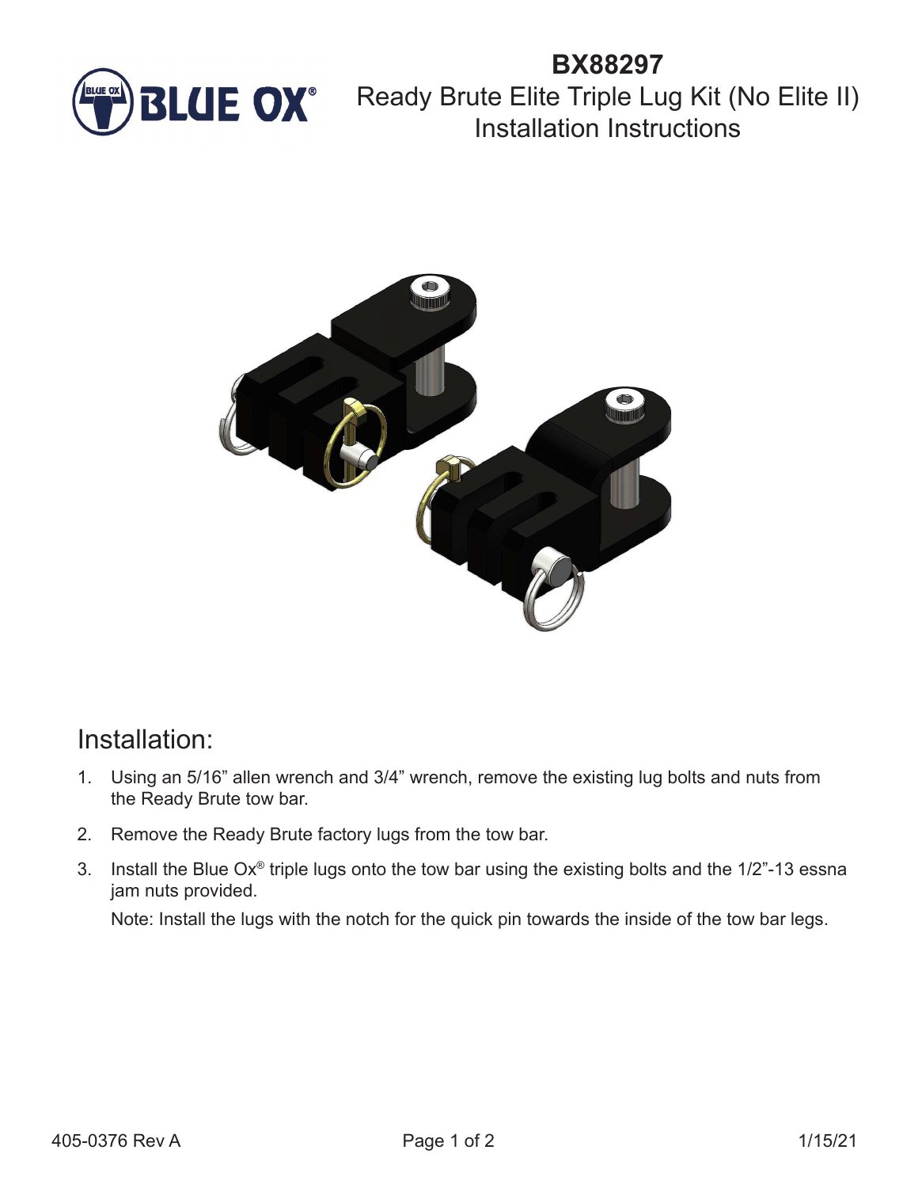# BX88297

## Ready Brute Elite Triple Lug Kit (No Elite II) Installation Instructions

## Installation:

1. Using an 5/16" allen wrench and 3/4" wrench, remove the existing lug bolts and nuts from the Ready Brute tow bar.
2. Remove the Ready Brute factory lugs from the tow bar.
3. Install the Blue Ox® triple lugs onto the tow bar using the existing bolts and the 1/2"-13 essna jam nuts provided.

   Note: Install the lugs with the notch for the quick pin towards the inside of the tow bar legs.

405-0376 Rev A 1/15/21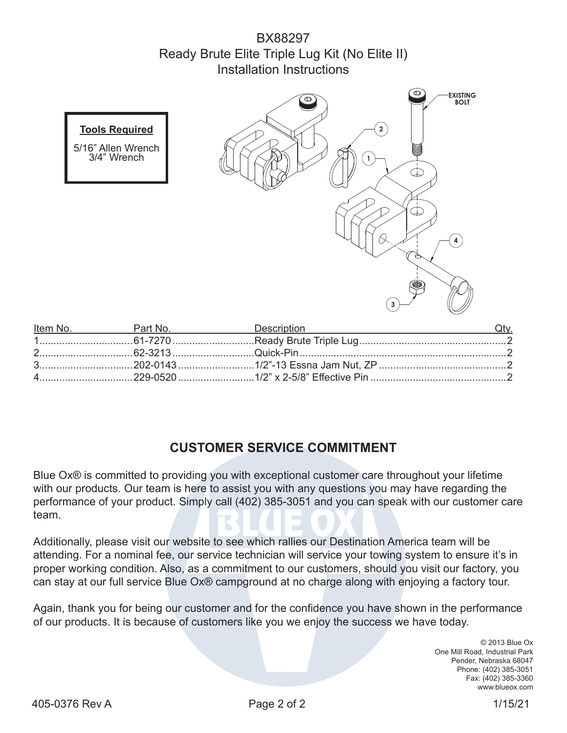# BX88297
## Ready Brute Elite Triple Lug Kit (No Elite II)
## Installation Instructions

**Tools Required**

5/16" Allen Wrench
3/4" Wrench

EXISTING BOLT

2

1

4

3

| Item No. | Part No. | Description | Qty. |
|---|---|---|---|
| 1 | 61-7270 | Ready Brute Triple Lug | 2 |
| 2 | 62-3213 | Quick-Pin | 2 |
| 3 | 202-0143 | 1/2"-13 Essna Jam Nut, ZP | 2 |
| 4 | 229-0520 | 1/2" x 2-5/8" Effective Pin | 2 |

## CUSTOMER SERVICE COMMITMENT

Blue Ox® is committed to providing you with exceptional customer care throughout your lifetime with our products. Our team is here to assist you with any questions you may have regarding the performance of your product. Simply call (402) 385-3051 and you can speak with our customer care team.

Additionally, please visit our website to see which rallies our Destination America team will be attending. For a nominal fee, our service technician will service your towing system to ensure it's in proper working condition. Also, as a commitment to our customers, should you visit our factory, you can stay at our full service Blue Ox® campground at no charge along with enjoying a factory tour.

Again, thank you for being our customer and for the confidence you have shown in the performance of our products. It is because of customers like you we enjoy the success we have today.

© 2013 Blue Ox
One Mill Road, Industrial Park
Pender, Nebraska 68047
Phone: (402) 385-3051
Fax: (402) 385-3360
www.blueox.com

405-0376 Rev A

1/15/21